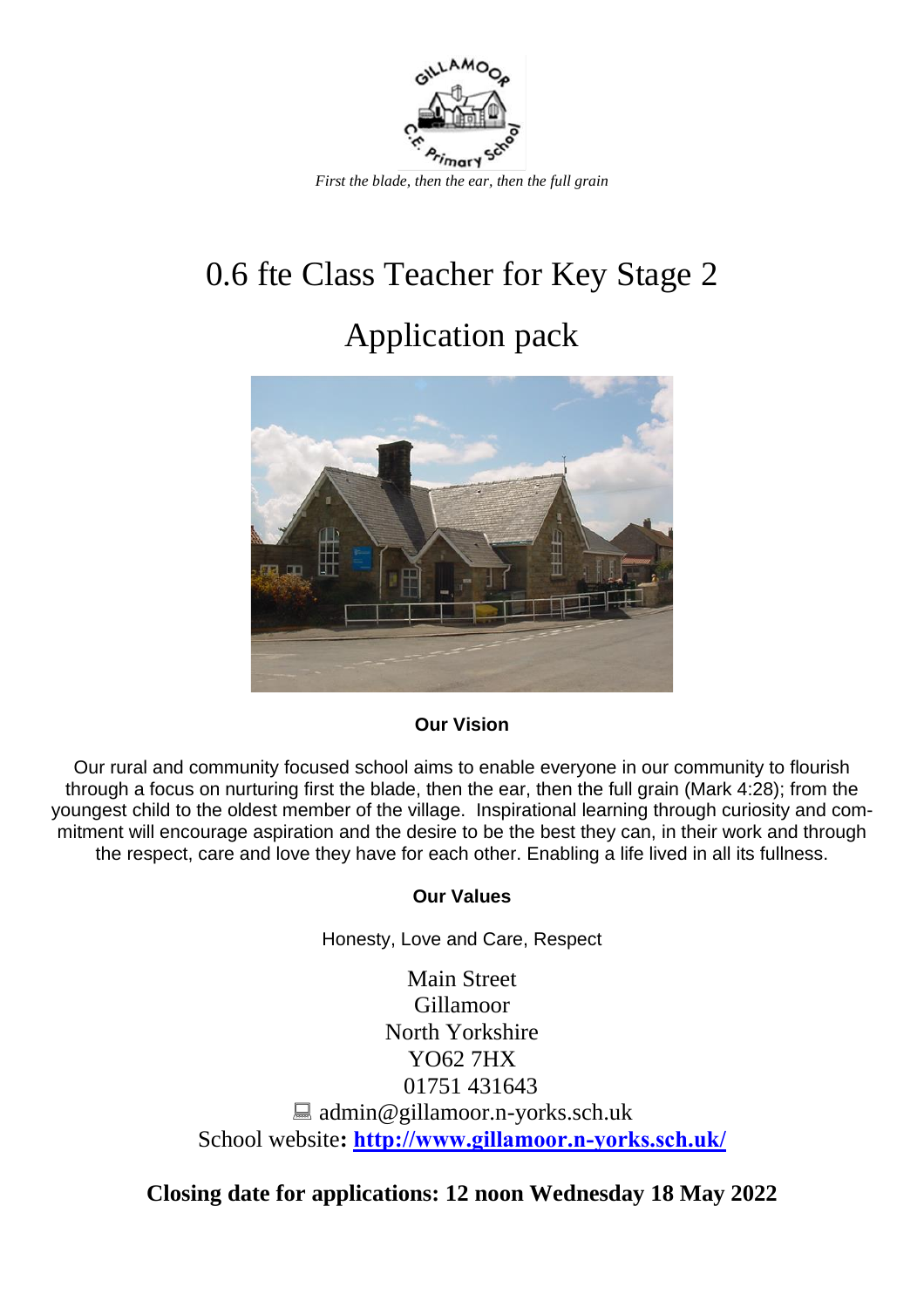*First the blade, then the ear, then the full grain*

# 0.6 fte Class Teacher for Key Stage 2

# Application pack

**Our Vision**

Our rural and community focused school aims to enable everyone in our community to flourish through a focus on nurturing first the blade, then the ear, then the full grain (Mark 4:28); from the youngest child to the oldest member of the village. Inspirational learning through curiosity and commitment will encourage aspiration and the desire to be the best they can, in their work and through the respect, care and love they have for each other. Enabling a life lived in all its fullness.

**Our Values**

Honesty, Love and Care, Respect

Main Street
Gillamoor
North Yorkshire
YO62 7HX
01751 431643
admin@gillamoor.n-yorks.sch.uk
School website**: http://www.gillamoor.n-yorks.sch.uk/**

**Closing date for applications: 12 noon Wednesday 18 May 2022**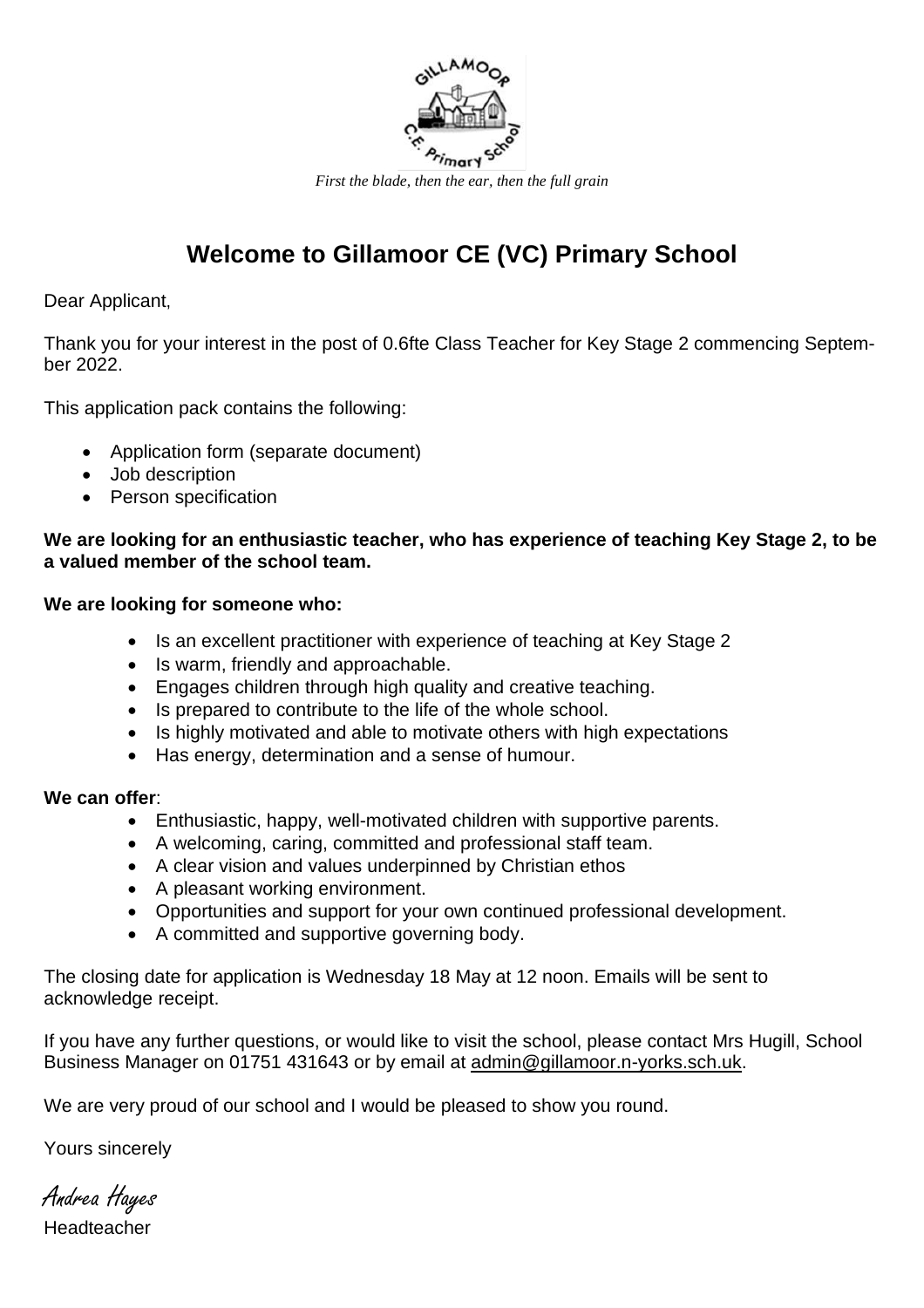*First the blade, then the ear, then the full grain*

# Welcome to Gillamoor CE (VC) Primary School

Dear Applicant,

Thank you for your interest in the post of 0.6fte Class Teacher for Key Stage 2 commencing September 2022.

This application pack contains the following:

- Application form (separate document)
- Job description
- Person specification

**We are looking for an enthusiastic teacher, who has experience of teaching Key Stage 2, to be a valued member of the school team.**

**We are looking for someone who:**

- Is an excellent practitioner with experience of teaching at Key Stage 2
- Is warm, friendly and approachable.
- Engages children through high quality and creative teaching.
- Is prepared to contribute to the life of the whole school.
- Is highly motivated and able to motivate others with high expectations
- Has energy, determination and a sense of humour.

**We can offer**:

- Enthusiastic, happy, well-motivated children with supportive parents.
- A welcoming, caring, committed and professional staff team.
- A clear vision and values underpinned by Christian ethos
- A pleasant working environment.
- Opportunities and support for your own continued professional development.
- A committed and supportive governing body.

The closing date for application is Wednesday 18 May at 12 noon. Emails will be sent to acknowledge receipt.

If you have any further questions, or would like to visit the school, please contact Mrs Hugill, School Business Manager on 01751 431643 or by email at admin@gillamoor.n-yorks.sch.uk.

We are very proud of our school and I would be pleased to show you round.

Yours sincerely

*Andrea Hayes*

Headteacher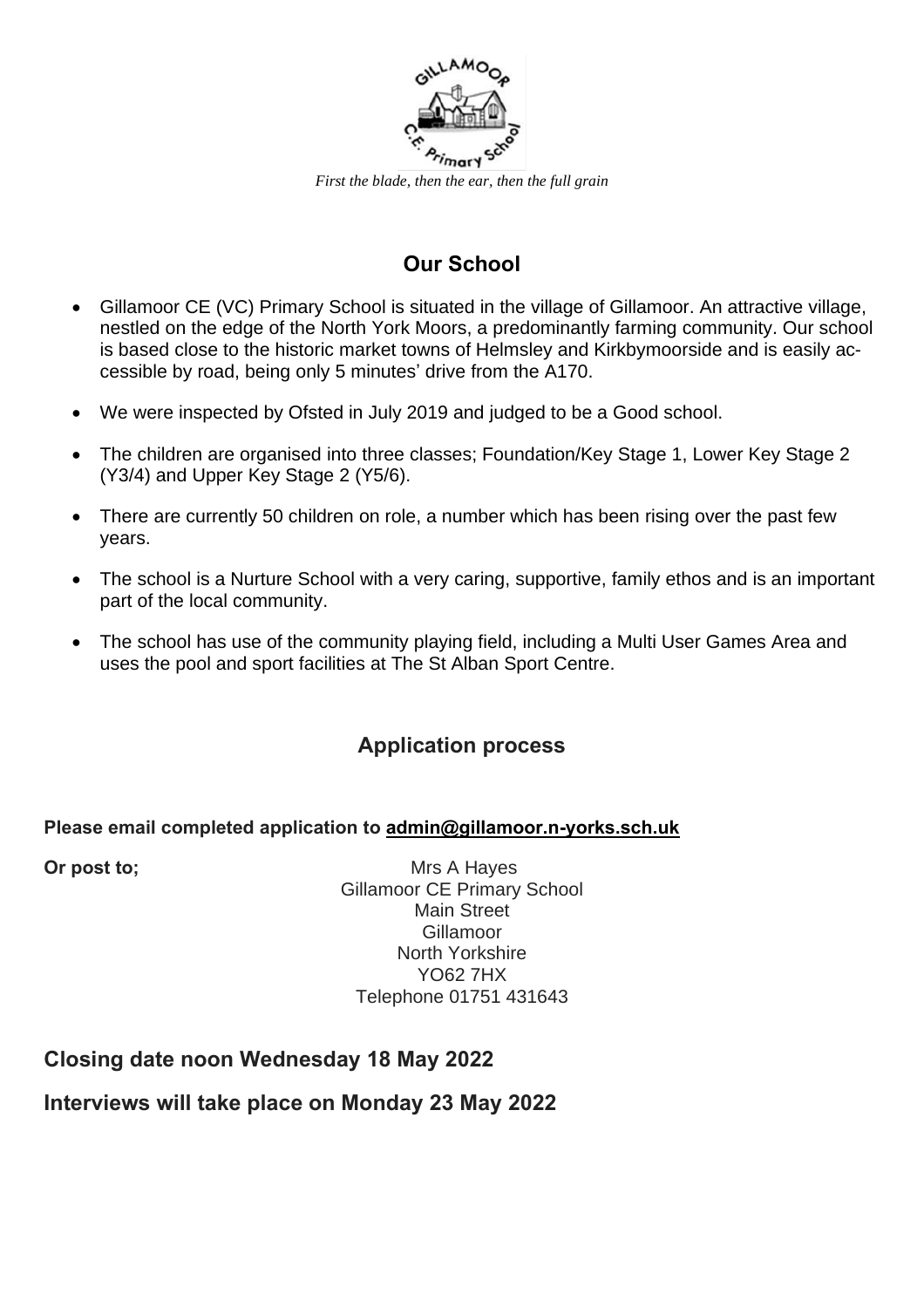*First the blade, then the ear, then the full grain*

## Our School

- Gillamoor CE (VC) Primary School is situated in the village of Gillamoor. An attractive village, nestled on the edge of the North York Moors, a predominantly farming community. Our school is based close to the historic market towns of Helmsley and Kirkbymoorside and is easily accessible by road, being only 5 minutes' drive from the A170.
- We were inspected by Ofsted in July 2019 and judged to be a Good school.
- The children are organised into three classes; Foundation/Key Stage 1, Lower Key Stage 2 (Y3/4) and Upper Key Stage 2 (Y5/6).
- There are currently 50 children on role, a number which has been rising over the past few years.
- The school is a Nurture School with a very caring, supportive, family ethos and is an important part of the local community.
- The school has use of the community playing field, including a Multi User Games Area and uses the pool and sport facilities at The St Alban Sport Centre.

## Application process

**Please email completed application to admin@gillamoor.n-yorks.sch.uk**

**Or post to;**

Mrs A Hayes
Gillamoor CE Primary School
Main Street
Gillamoor
North Yorkshire
YO62 7HX
Telephone 01751 431643

### Closing date noon Wednesday 18 May 2022

### Interviews will take place on Monday 23 May 2022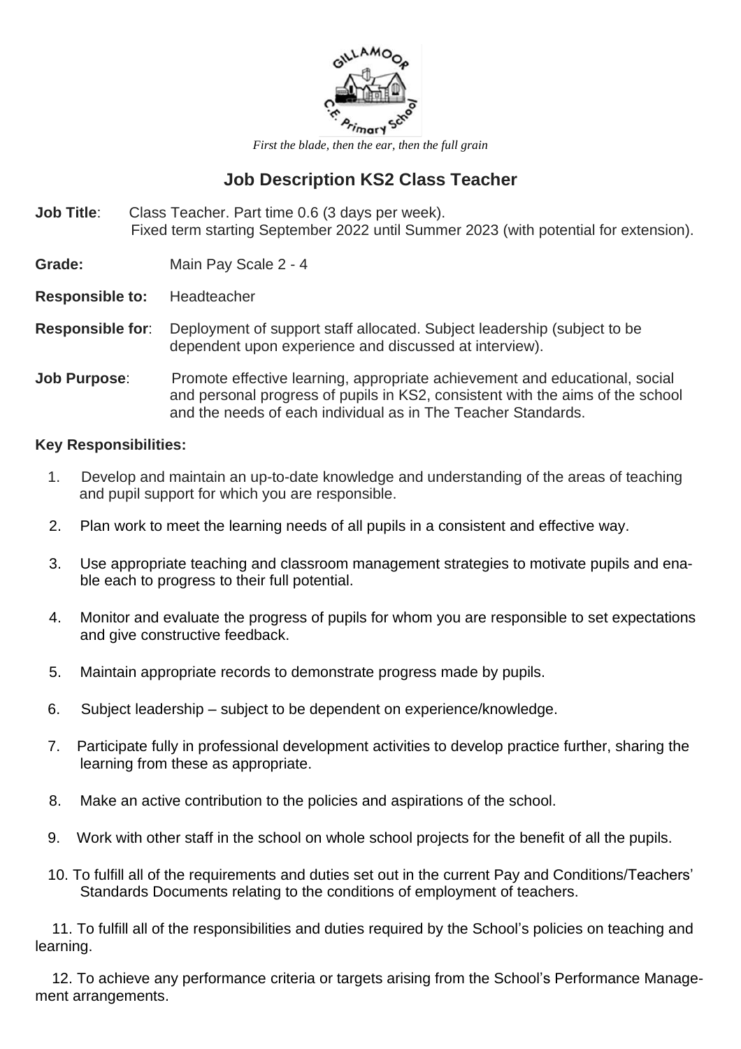*First the blade, then the ear, then the full grain*

## Job Description KS2 Class Teacher

**Job Title**: Class Teacher. Part time 0.6 (3 days per week). Fixed term starting September 2022 until Summer 2023 (with potential for extension).

**Grade:** Main Pay Scale 2 - 4

**Responsible to:** Headteacher

**Responsible for**: Deployment of support staff allocated. Subject leadership (subject to be dependent upon experience and discussed at interview).

**Job Purpose**: Promote effective learning, appropriate achievement and educational, social and personal progress of pupils in KS2, consistent with the aims of the school and the needs of each individual as in The Teacher Standards.

**Key Responsibilities:**

1. Develop and maintain an up-to-date knowledge and understanding of the areas of teaching and pupil support for which you are responsible.
2. Plan work to meet the learning needs of all pupils in a consistent and effective way.
3. Use appropriate teaching and classroom management strategies to motivate pupils and enable each to progress to their full potential.
4. Monitor and evaluate the progress of pupils for whom you are responsible to set expectations and give constructive feedback.
5. Maintain appropriate records to demonstrate progress made by pupils.
6. Subject leadership – subject to be dependent on experience/knowledge.
7. Participate fully in professional development activities to develop practice further, sharing the learning from these as appropriate.
8. Make an active contribution to the policies and aspirations of the school.
9. Work with other staff in the school on whole school projects for the benefit of all the pupils.
10. To fulfill all of the requirements and duties set out in the current Pay and Conditions/Teachers' Standards Documents relating to the conditions of employment of teachers.
11. To fulfill all of the responsibilities and duties required by the School's policies on teaching and learning.
12. To achieve any performance criteria or targets arising from the School's Performance Management arrangements.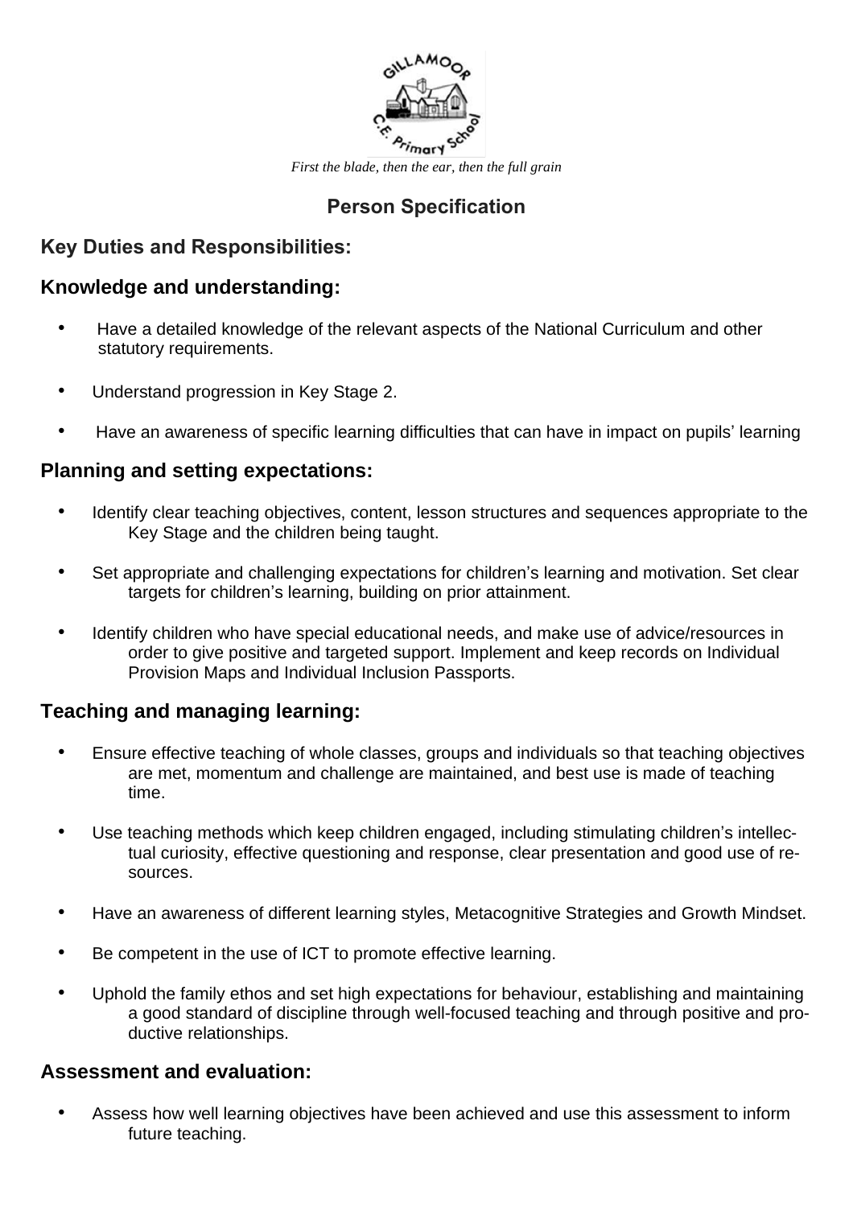*First the blade, then the ear, then the full grain*

## Person Specification

### Key Duties and Responsibilities:

### Knowledge and understanding:

- Have a detailed knowledge of the relevant aspects of the National Curriculum and other statutory requirements.
- Understand progression in Key Stage 2.
- Have an awareness of specific learning difficulties that can have in impact on pupils' learning

### Planning and setting expectations:

- Identify clear teaching objectives, content, lesson structures and sequences appropriate to the Key Stage and the children being taught.
- Set appropriate and challenging expectations for children's learning and motivation. Set clear targets for children's learning, building on prior attainment.
- Identify children who have special educational needs, and make use of advice/resources in order to give positive and targeted support. Implement and keep records on Individual Provision Maps and Individual Inclusion Passports.

### Teaching and managing learning:

- Ensure effective teaching of whole classes, groups and individuals so that teaching objectives are met, momentum and challenge are maintained, and best use is made of teaching time.
- Use teaching methods which keep children engaged, including stimulating children's intellectual curiosity, effective questioning and response, clear presentation and good use of resources.
- Have an awareness of different learning styles, Metacognitive Strategies and Growth Mindset.
- Be competent in the use of ICT to promote effective learning.
- Uphold the family ethos and set high expectations for behaviour, establishing and maintaining a good standard of discipline through well-focused teaching and through positive and productive relationships.

### Assessment and evaluation:

- Assess how well learning objectives have been achieved and use this assessment to inform future teaching.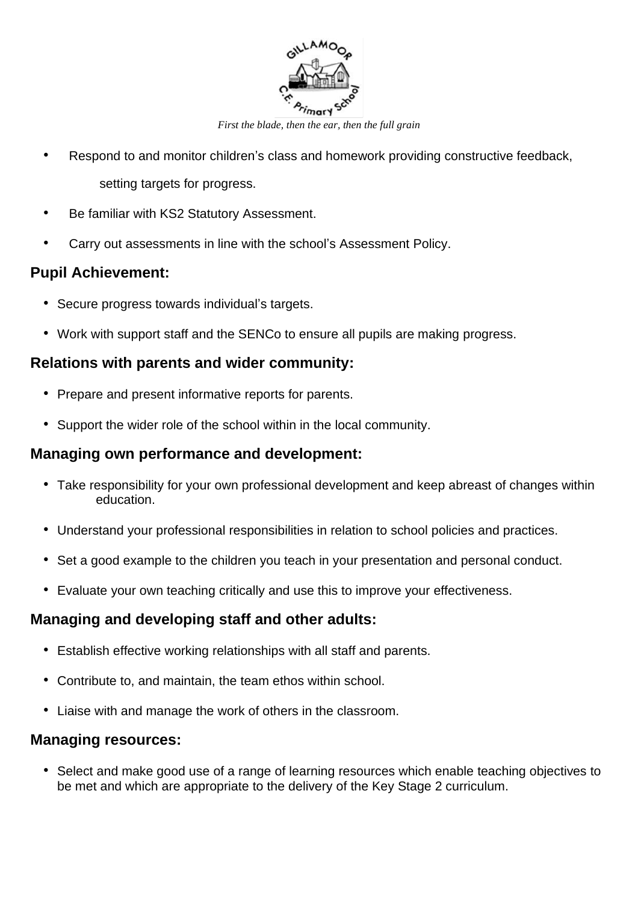*First the blade, then the ear, then the full grain*

- Respond to and monitor children's class and homework providing constructive feedback, setting targets for progress.
- Be familiar with KS2 Statutory Assessment.
- Carry out assessments in line with the school's Assessment Policy.

**Pupil Achievement:**

- Secure progress towards individual's targets.
- Work with support staff and the SENCo to ensure all pupils are making progress.

**Relations with parents and wider community:**

- Prepare and present informative reports for parents.
- Support the wider role of the school within in the local community.

**Managing own performance and development:**

- Take responsibility for your own professional development and keep abreast of changes within education.
- Understand your professional responsibilities in relation to school policies and practices.
- Set a good example to the children you teach in your presentation and personal conduct.
- Evaluate your own teaching critically and use this to improve your effectiveness.

**Managing and developing staff and other adults:**

- Establish effective working relationships with all staff and parents.
- Contribute to, and maintain, the team ethos within school.
- Liaise with and manage the work of others in the classroom.

**Managing resources:**

- Select and make good use of a range of learning resources which enable teaching objectives to be met and which are appropriate to the delivery of the Key Stage 2 curriculum.